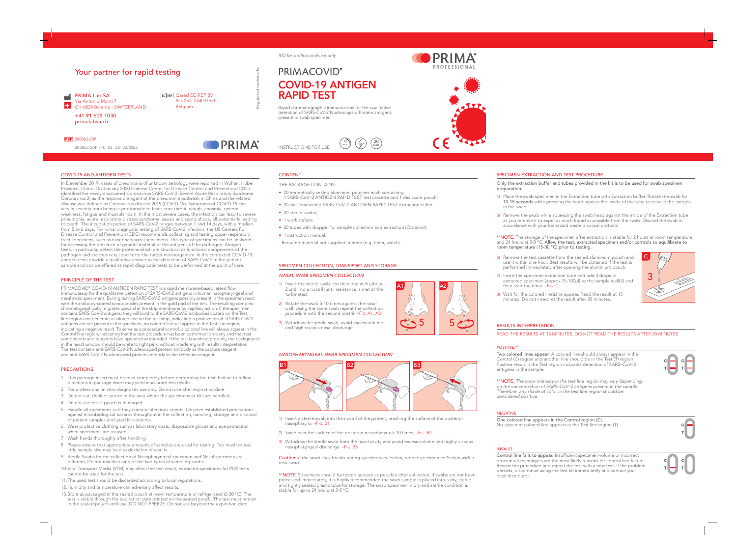IVD for professional use only

# PRIMACOVID®

# COVID-19 ANTIGEN RAPID TEST

Rapid chromatographic immunoassay for the qualitative detection of SARS-CoV-2 Nucleocapsid Protein antigens present in swab specimen

INSTRUCTIONS FOR USE

15 min. | 20 tests

## Your partner for rapid testing

PRIMA Lab SA
Via Antonio Monti 7
CH-6828 Balerna - SWITZERLAND
+41 91 605 1030
primalabsa.ch

EC REP Qarad EC-REP BV
Pas 257, 2440 Geel
Belgium

REF 200063-20P

200063-20P_IFU_02_5.0 03/2022

## COVID-19 AND ANTIGEN TESTS

In December 2019, cases of pneumonia of unknown aetiology were reported in Wuhan, Hubei Province, China. On January 2020 Chinese Center for Disease Control and Prevention (CDC) identified the newly discovered Coronavirus SARS-CoV-2 (Severe Acute Respiratory Syndrome Coronavirus 2) as the responsible agent of the pneumonia outbreak in China and the related disease was defined as Coronavirus disease 2019 (COVID-19). Symptoms of COVID-19 can vary in severity from being asymptomatic to fever, sore throat, cough, anosmia, general weakness, fatigue and muscular pain. In the most severe cases, the infection can lead to severe pneumonia, acute respiratory distress syndrome, sepsis and septic shock, all potentially leading to death. The incubation period of SARS-CoV-2 ranges between 1 and 14 days, with a median from 5 to 6 days. For initial diagnostic testing of SARS-CoV-2 infection, the US Centers For Disease Control and Prevention (CDC) recommends collecting and testing upper respiratory tract specimens, such as nasopharyngeal specimens. This type of specimens can be analyzed for assessing the presence of genetic material or the antigens of the pathogen. Antigen tests, in particular, detect the proteins which are structural or functional components of the pathogen and are thus very specific for the target microorganism. In the context of COVID-19, antigen tests provide a qualitative answer to the detection of SARS-CoV-2 in the patient sample and can be offered as rapid diagnostic tests to be performed at the point of care.

## PRINCIPLE OF THE TEST

PRIMACOVID® COVID-19 ANTIGEN RAPID TEST is a rapid membrane-based lateral flow immunoassay for the qualitative detection of SARS-CoV-2 antigens in human nasopharyngeal and nasal swab specimens. During testing SARS-CoV-2 antigens possibly present in the specimen react with the antibody-coated nanoparticles present in the gold pad of the test. The resulting complex chromatographically migrates upward in the strip membrane by capillary action. If the specimen contains SARS-CoV-2 antigens, they will bind to the SARS-CoV-2 antibodies coated on the Test line region and generate a colored line on the test strip, indicating a positive result. If SARS-CoV-2 antigens are not present in the specimen, no colored line will appear in the Test line region, indicating a negative result. To serve as a procedural control, a colored line will always appear in the Control line region, indicating that the test procedure has been performed properly and that test components and reagents have operated as intended. If the test is working properly, the background in the result window should be white to light pink, without interfering with results interpretation. The test contains anti-SARS-CoV-2 Nucleocapsid protein antibody as the capture reagent and anti-SARS-CoV-2 Nucleocapsid protein antibody as the detection reagent.

## PRECAUTIONS

1. This package insert must be read completely before performing the test. Failure to follow directions in package insert may yield inaccurate test results.
2. For professional in vitro diagnostic use only. Do not use after expiration date.
3. Do not eat, drink or smoke in the area where the specimens or kits are handled.
4. Do not use test if pouch is damaged.
5. Handle all specimens as if they contain infectious agents. Observe established precautions against microbiological hazards throughout in the collection, handling, storage and disposal of patient samples and used kit contents.
6. Wear protective clothing such as laboratory coats, disposable gloves and eye protection when specimens are assayed.
7. Wash hands thoroughly after handling.
8. Please ensure that appropriate amounts of samples are used for testing. Too much or too little sample size may lead to deviation of results.
9. Sterile Swabs for the collection of Nasopharyngeal specimen and Nasal specimen are different, Do not mix the using of the two types of sampling swabs.
10. Viral Transport Media (VTM) may affect the test result; extracted specimens for PCR tests cannot be used for the test.
11. The used test should be discarded according to local regulations.
12. Humidity and temperature can adversely affect results.
13. Store as packaged in the sealed pouch at room temperature or refrigerated (2-30 °C). The test is stable through the expiration date printed on the sealed pouch. The test must remain in the sealed pouch until use. DO NOT FREEZE. Do not use beyond the expiration date.

## CONTENT

THE PACKAGE CONTAINS:

- 20 hermetically sealed aluminum pouches each containing: 1 SARS–CoV–2 ANTIGEN RAPID TEST test cassette and 1 desiccant pouch;
- 20 vials containing SARS–CoV–2 ANTIGEN RAPID TEST extraction buffer
- 20 sterile swabs;
- 1 work station;
- 20 tubes with dropper for sample collection and extraction (Optional);
- 1 instruction manual.

- Required material not supplied: a timer (e.g. timer, watch).

## SPECIMEN COLLECTION, TRANSPORT AND STORAGE

### NASAL SWAB SPECIMEN COLLECTION

1) Insert the sterile swab less than one inch (about 2 cm) into a nostril (until resistance is met at the turbinates).
2) Rotate the swab 5-10 times against the nasal wall. Using the same swab repeat the collection procedure with the second nostril. –Fig. A1, A2
3) Withdraw the sterile swab; avoid excess volume and high-viscous nasal discharge

### NASOPHARYNGEAL SWAB SPECIMEN COLLECTION

1) Insert a sterile swab into the nostril of the patient, reaching the surface of the posterior nasopharynx. –Fig. B1
2) Swab over the surface of the posterior nasopharynx 5-10 times. –Fig. B2
3) Withdraw the sterile swab from the nasal cavity and avoid excess volume and highly-viscous nasopharyngeal discharge. –Fig. B3

Caution: *If the swab stick breaks during specimen collection, repeat specimen collection with a new swab.*

*1NOTE: Specimens should be tested as soon as possible after collection. If swabs are not been processed immediately, it is highly recommended the swab sample is placed into a dry, sterile and tightly sealed plastic tube for storage. The swab specimen in dry and sterile condition is stable for up to 24 hours at 2-8 °C.

## SPECIMEN EXTRACTION AND TEST PROCEDURE

**Only the extraction buffer and tubes provided in the kit is to be used for swab specimen preparation.**

4) Place the swab specimen in the Extraction tube with Extraction buffer. Rotate the swab for **10-15 seconds** while pressing the head against the inside of the tube to release the antigen in the swab.
5) Remove the swab while squeezing the swab head against the inside of the Extraction tube as you remove it to expel as much liquid as possible from the swab. Discard the swab in accordance with your biohazard waste disposal protocol.

*2NOTE: The storage of the specimen after extraction is stable for 2 hours at room temperature and 24 hours at 2-8 °C. **Allow the test, extracted specimen and/or controls to equilibrate to room temperature (15-30 °C) prior to testing.**

6) Remove the test cassette from the sealed aluminium pouch and use it within one hour. Best results will be obtained if the test is performed immediately after opening the aluminium pouch.
7) Invert the specimen extraction tube and add 3 drops of extracted specimen (approx.75-100µl) to the sample well(S) and then start the timer. –Fig. C
8) Wait for the colored line(s) to appear. Read the result at 15 minutes. Do not interpret the result after 20 minutes.

## RESULTS INTERPRETATION

READ THE RESULTS AT 15 MINUTES. DO NOT READ THE RESULTS AFTER 20 MINUTES

### POSITIVE:*3

**Two colored lines appear.** A colored line should always appear in the Control (C) region and another line should be in the Test (T) region. Positive result in the Test region indicates detection of SARS–CoV–2 antigens in the sample.

*3NOTE: *The color intensity in the test line region may vary depending on the concentration of SARS–CoV–2 antigens present in the sample. Therefore, any shade of color in the test line region should be considered positive.*

### NEGATIVE

**One colored line appears in the Control region (C).**
No apparent colored line appears in the Test line region (T).

### INVALID

**Control line fails to appear.** Insufficient specimen volume or incorrect procedural techniques are the most likely reasons for control line failure. Review the procedure and repeat the test with a new test. If the problem persists, discontinue using the test kit immediately and contact your local distributor.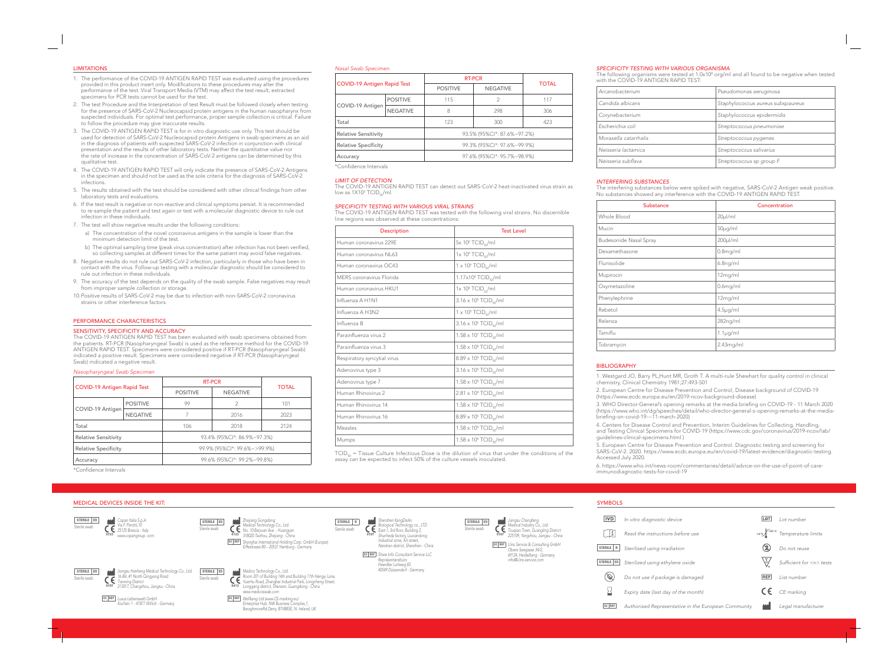## LIMITATIONS

1. The performance of the COVID-19 ANTIGEN RAPID TEST was evaluated using the procedures provided in this product insert only. Modifications to these procedures may alter the performance of the test. Viral Transport Media (VTM) may affect the test result; extracted specimens for PCR tests cannot be used for the test.
2. The test Procedure and the Interpretation of test Result must be followed closely when testing for the presence of SARS-CoV-2 Nucleocapsid protein antigens in the human nasopharynx from suspected individuals. For optimal test performance, proper sample collection is critical. Failure to follow the procedure may give inaccurate results.
3. The COVID-19 ANTIGEN RAPID TEST is for in vitro diagnostic use only. This test should be used for detection of SARS-CoV-2 Nucleocapsid protein Antigens in swab specimens as an aid in the diagnosis of patients with suspected SARS-CoV-2 infection in conjunction with clinical presentation and the results of other laboratory tests. Neither the quantitative value nor the rate of increase in the concentration of SARS-CoV-2 antigens can be determined by this qualitative test.
4. The COVID-19 ANTIGEN RAPID TEST will only indicate the presence of SARS-CoV-2 Antigens in the specimen and should not be used as the sole criteria for the diagnosis of SARS-CoV-2 infections.
5. The results obtained with the test should be considered with other clinical findings from other laboratory tests and evaluations.
6. If the test result is negative or non-reactive and clinical symptoms persist. It is recommended to re-sample the patient and test again or test with a molecular diagnostic device to rule out infection in these individuals.
7. The test will show negative results under the following conditions:
   a) The concentration of the novel coronavirus antigens in the sample is lower than the minimum detection limit of the test.
   b) The optimal sampling time (peak virus concentration) after infection has not been verified, so collecting samples at different times for the same patient may avoid false negatives.
8. Negative results do not rule out SARS-CoV-2 infection, particularly in those who have been in contact with the virus. Follow-up testing with a molecular diagnostic should be considered to rule out infection in these individuals.
9. The accuracy of the test depends on the quality of the swab sample. False negatives may result from improper sample collection or storage.
10. Positive results of SARS-CoV-2 may be due to infection with non-SARS-CoV-2 coronavirus strains or other interference factors.

## PERFORMANCE CHARACTERISTICS

### SENSITIVITY, SPECIFICITY AND ACCURACY

The COVID-19 ANTIGEN RAPID TEST has been evaluated with swab specimens obtained from the patients. RT-PCR (Nasopharyngeal Swab) is used as the reference method for the COVID-19 ANTIGEN RAPID TEST. Specimens were considered positive if RT-PCR (Nasopharyngeal Swab) indicated a positive result. Specimens were considered negative if RT-PCR (Nasopharyngeal Swab) indicated a negative result.

*Nasopharyngeal Swab Specimen*

| COVID-19 Antigen Rapid Test | | RT-PCR | | TOTAL |
|---|---|---|---|---|
| | | POSITIVE | NEGATIVE | |
| COVID-19 Antigen | POSITIVE | 99 | 2 | 101 |
| | NEGATIVE | 7 | 2016 | 2023 |
| Total | | 106 | 2018 | 2124 |
| Relative Sensitivity | | 93.4% (95%CI*: 86.9%~97.3%) | | |
| Relative Specificity | | 99.9% (95%CI*: 99.6%~>99.9%) | | |
| Accuracy | | 99.6% (95%CI*: 99.2%~99.8%) | | |

*Confidence Intervals

*Nasal Swab Specimen*

| COVID-19 Antigen Rapid Test | | RT-PCR | | TOTAL |
|---|---|---|---|---|
| | | POSITIVE | NEGATIVE | |
| COVID-19 Antigen | POSITIVE | 115 | 2 | 117 |
| | NEGATIVE | 8 | 298 | 306 |
| Total | | 123 | 300 | 423 |
| Relative Sensitivity | | 93.5% (95%CI*: 87.6%~97.2%) | | |
| Relative Specificity | | 99.3% (95%CI*: 97.6%~99.9%) | | |
| Accuracy | | 97.6% (95%CI*: 95.7%~98.9%) | | |

*Confidence Intervals

### *LIMIT OF DETECTION*

The COVID-19 ANTIGEN RAPID TEST can detect out SARS-CoV-2 heat-inactivated virus strain as low as $1X10^2$ $TCID_{50}$/ml.

### *SPECIFICITY TESTING WITH VARIOUS VIRAL STRAINS*

The COVID-19 ANTIGEN RAPID TEST was tested with the following viral strains. No discernible line regions was observed at these concentrations:

| Description | Test Level |
|---|---|
| Human coronavirus 229E | $5x\ 10^5$ $TCID_{50}$/ml |
| Human coronavirus NL63 | $1x\ 10^6$ $TCID_{50}$/ml |
| Human coronavirus OC43 | $1 \times 10^6$ $TCID_{50}$/ml |
| MERS coronavirus Florida | $1.17x10^4$ $TCID_{50}$/ml |
| Human coronavirus HKU1 | $1x\ 10^6$ $TCID_{50}$/ml |
| Influenza A H1N1 | $3.16 \times 10^5$ $TCID_{50}$/ml |
| Influenza A H3N2 | $1 \times 10^5$ $TCID_{50}$/ml |
| Influenza B | $3.16 \times 10^6$ $TCID_{50}$/ml |
| Parainfluenza virus 2 | $1.58 \times 10^7$ $TCID_{50}$/ml |
| Parainfluenza virus 3 | $1.58 \times 10^8$ $TCID_{50}$/ml |
| Respiratory syncytial virus | $8.89 \times 10^4$ $TCID_{50}$/ml |
| Adenovirus type 3 | $3.16 \times 10^4$ $TCID_{50}$/ml |
| Adenovirus type 7 | $1.58 \times 10^5$ $TCID_{50}$/ml |
| Human Rhinovirus 2 | $2.81 \times 10^4$ $TCID_{50}$/ml |
| Human Rhinovirus 14 | $1.58 \times 10^6$ $TCID_{50}$/ml |
| Human Rhinovirus 16 | $8.89 \times 10^6$ $TCID_{50}$/ml |
| Measles | $1.58 \times 10^4$ $TCID_{50}$/ml |
| Mumps | $1.58 \times 10^4$ $TCID_{50}$/ml |

$TCID_{50}$ = Tissue Culture Infectious Dose is the dilution of virus that under the conditions of the assay can be expected to infect 50% of the culture vessels inoculated.

### *SPECIFICITY TESTING WITH VARIOUS ORGANISMA*

The following organisms were tested at $1.0x10^8$ org/ml and all found to be negative when tested with the COVID-19 ANTIGEN RAPID TEST:

| | |
|---|---|
| *Arcanobacterium* | *Pseudomonas aeruginosa* |
| *Candida albicans* | *Staphylococcus aureus subspaureus* |
| *Corynebacterium* | *Staphylococcus epidermidis* |
| *Escherichia coli* | *Streptococcus pneumoniae* |
| *Moraxella catarrhalis* | *Streptococcus pygenes* |
| *Neisseria lactamica* | *Streptococcus salivarius* |
| *Neisseria subflava* | *Streptococcus sp group F* |

### *INTERFERING SUBSTANCES*

The interfering substances below were spiked with negative, SARS-CoV-2 Antigen weak positive. No substances showed any interference with the COVID-19 ANTIGEN RAPID TEST.

| Substance | Concentration |
|---|---|
| Whole Blood | 20μl/ml |
| Mucin | 50μg/ml |
| Budesonide Nasal Spray | 200μl/ml |
| Dexamethasone | 0.8mg/ml |
| Flunisolide | 6.8ng/ml |
| Mupirocin | 12mg/ml |
| Oxymetazoline | 0.6mg/ml |
| Phenylephrine | 12mg/ml |
| Rebetol | 4.5μg/ml |
| Relenza | 282ng/ml |
| Tamiflu | 1.1μg/ml |
| Tobramycin | 2.43mg/ml |

## BIBLIOGRAPHY

1. Westgard JO, Barry PL,Hunt MR, Groth T. A multi-rule Shewhart for quality control in clinical chemistry, Clinical Chemistry 1981;27:493-501
2. European Centre for Disease Prevention and Control, Disease background of COVID-19 (https://www.ecdc.europa.eu/en/2019-ncov-background-disease)
3. WHO Director-General's opening remarks at the media briefing on COVID-19 - 11 March 2020 (https://www.who.int/dg/speeches/detail/who-director-general-s-opening-remarks-at-the-media-briefing-on-covid-19---11-march-2020)
4. Centers for Disease Control and Prevention, Interim Guidelines for Collecting, Handling, and Testing Clinical Specimens for COVID-19 (https://www.cdc.gov/coronavirus/2019-ncov/lab/guidelines-clinical-specimens.html )
5. European Centre for Disease Prevention and Control. Diagnostic testing and screening for SARS-CoV-2. 2020. https://www.ecdc.europa.eu/en/covid-19/latest-evidence/diagnostic-testing. Accessed July 2020.
6. https://www.who.int/news-room/commentaries/detail/advice-on-the-use-of-point-of-care-immunodiagnostic-tests-for-covid-19

## MEDICAL DEVICES INSIDE THE KIT:

STERILE EO — Sterile swab — Copan Italia S.p.A. Via F. Perotti,10 25125 Brescia - Italy www.copangroup. com — CE 0123

STERILE EO — Sterile swab — Zhejiang Gongdong Medical Technology Co., Ltd. No. 10 Beiyuan Ave. - Huangyan 318020 Taizhou, Zhejiang - China — CE 0123
EC REP Shanghai International Holding Corp. GmbH (Europe) Eiffestrasse 80 – 20537 Hamburg - Germany

STERILE R — Sterile swab — Shenzhen KangDaAn Biological Technology co., LTD East-1, 3rd floor, Building 2, shunheda factory, Liuxiandong industrial zone, Xili street, Nanshan district, Shenzhen - China — CE 0197
EC REP Share Info Consultant Service LLC Repräsentanzbüro Heerdter Lohweg 83 40549 Düsseldorf - Germany

STERILE EO — Sterile swab — Jiangsu Changfeng Medical Industry Co., Ltd Touqiao Town, Guangling District 225109, Yangzhou, Jiangsu - China — CE 0197
EC REP Llins Service & Consulting GmbH Obere Seegasse 34/2, 69124, Heidelberg - Germany info@Llins-service.com

STERILE EO — Sterile swab — Jiangsu Hanheng Medical Technology Co., Ltd. 16-B4, #1 North Qingyang Road Tianning District 213017, Changzhou, Jiangsu - China — CE 0197
EC REP Luxus Lebenswelt GmbH Kochstr. 1 - 47877 Willich - Germany

STERILE EO — Sterile swab — Medico Technology Co., Ltd. Room 201 of Building 14th and Building 17th Hengyi Lane, Yuanhu Road, Zhangbei Industrial Park, Longcheng Street, Longgang district, Shenzen, Guangdong - China www.medicoswab.com — CE 0413
EC REP Wellkang Ltd (www.CE-marking.eu) Enterprise Hub, NW Business Complex,1, BeraghmoreRd.Derry, BT48BSE, N. Ireland, UK

## SYMBOLS

| | | | |
|---|---|---|---|
| IVD | In vitro diagnostic device | LOT | Lot number |
| | Read the instructions before use | +4°C / +30°C | Temperature limits |
| STERILE R | Sterilised using irradiation | | Do not reuse |
| STERILE EO | Sterilized using ethylene oxide | | Sufficient for <n> tests |
| | Do not use if package is damaged | REF | List number |
| | Expiry date (last day of the month) | CE | CE marking |
| EC REP | Authorised Representative in the European Community | | Legal manufacturer |